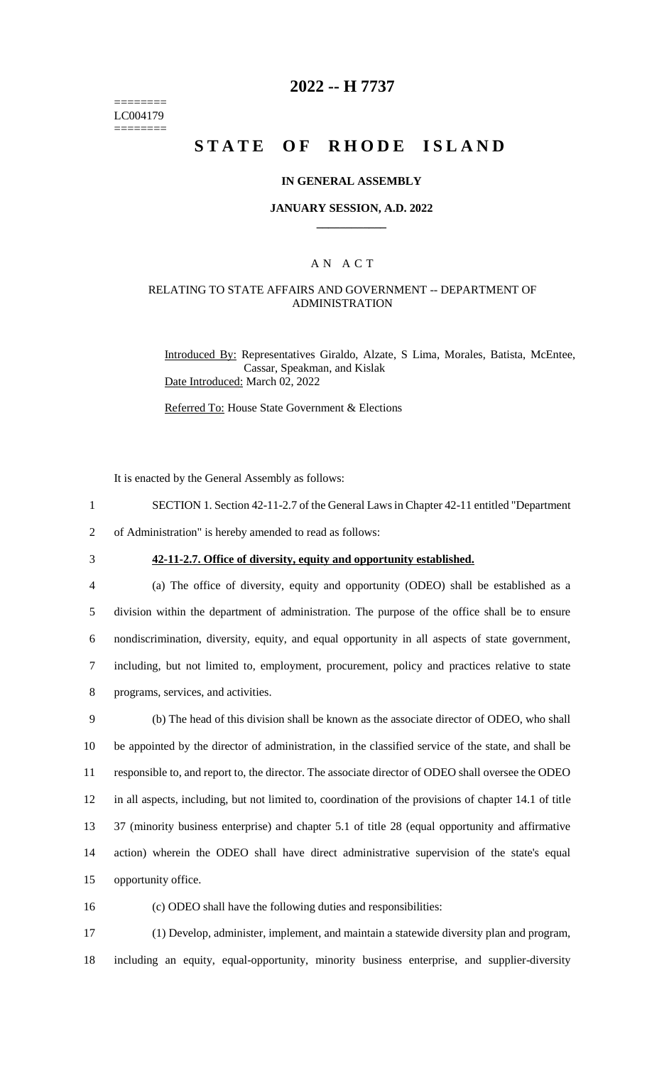========
LC004179
========

# 2022 -- H 7737

# STATE OF RHODE ISLAND

**IN GENERAL ASSEMBLY**

**JANUARY SESSION, A.D. 2022**

____________

A N A C T

RELATING TO STATE AFFAIRS AND GOVERNMENT -- DEPARTMENT OF ADMINISTRATION

Introduced By: Representatives Giraldo, Alzate, S Lima, Morales, Batista, McEntee, Cassar, Speakman, and Kislak

Date Introduced: March 02, 2022

Referred To: House State Government & Elections

It is enacted by the General Assembly as follows:

1 SECTION 1. Section 42-11-2.7 of the General Laws in Chapter 42-11 entitled "Department
2 of Administration" is hereby amended to read as follows:

3 **42-11-2.7. Office of diversity, equity and opportunity established.**

4 (a) The office of diversity, equity and opportunity (ODEO) shall be established as a
5 division within the department of administration. The purpose of the office shall be to ensure
6 nondiscrimination, diversity, equity, and equal opportunity in all aspects of state government,
7 including, but not limited to, employment, procurement, policy and practices relative to state
8 programs, services, and activities.

9 (b) The head of this division shall be known as the associate director of ODEO, who shall
10 be appointed by the director of administration, in the classified service of the state, and shall be
11 responsible to, and report to, the director. The associate director of ODEO shall oversee the ODEO
12 in all aspects, including, but not limited to, coordination of the provisions of chapter 14.1 of title
13 37 (minority business enterprise) and chapter 5.1 of title 28 (equal opportunity and affirmative
14 action) wherein the ODEO shall have direct administrative supervision of the state's equal
15 opportunity office.

16 (c) ODEO shall have the following duties and responsibilities:

17 (1) Develop, administer, implement, and maintain a statewide diversity plan and program,
18 including an equity, equal-opportunity, minority business enterprise, and supplier-diversity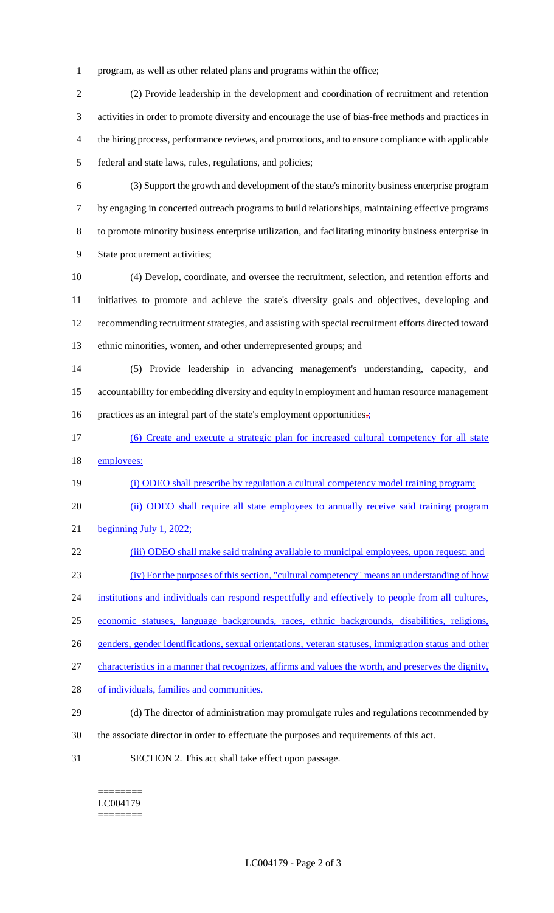program, as well as other related plans and programs within the office;

(2) Provide leadership in the development and coordination of recruitment and retention activities in order to promote diversity and encourage the use of bias-free methods and practices in the hiring process, performance reviews, and promotions, and to ensure compliance with applicable federal and state laws, rules, regulations, and policies;

(3) Support the growth and development of the state's minority business enterprise program by engaging in concerted outreach programs to build relationships, maintaining effective programs to promote minority business enterprise utilization, and facilitating minority business enterprise in State procurement activities;

(4) Develop, coordinate, and oversee the recruitment, selection, and retention efforts and initiatives to promote and achieve the state's diversity goals and objectives, developing and recommending recruitment strategies, and assisting with special recruitment efforts directed toward ethnic minorities, women, and other underrepresented groups; and

(5) Provide leadership in advancing management's understanding, capacity, and accountability for embedding diversity and equity in employment and human resource management practices as an integral part of the state's employment opportunities.;

(6) Create and execute a strategic plan for increased cultural competency for all state employees:

(i) ODEO shall prescribe by regulation a cultural competency model training program;

(ii) ODEO shall require all state employees to annually receive said training program beginning July 1, 2022;

(iii) ODEO shall make said training available to municipal employees, upon request; and

(iv) For the purposes of this section, "cultural competency" means an understanding of how institutions and individuals can respond respectfully and effectively to people from all cultures, economic statuses, language backgrounds, races, ethnic backgrounds, disabilities, religions, genders, gender identifications, sexual orientations, veteran statuses, immigration status and other characteristics in a manner that recognizes, affirms and values the worth, and preserves the dignity, of individuals, families and communities.

(d) The director of administration may promulgate rules and regulations recommended by the associate director in order to effectuate the purposes and requirements of this act.

SECTION 2. This act shall take effect upon passage.

========
LC004179
========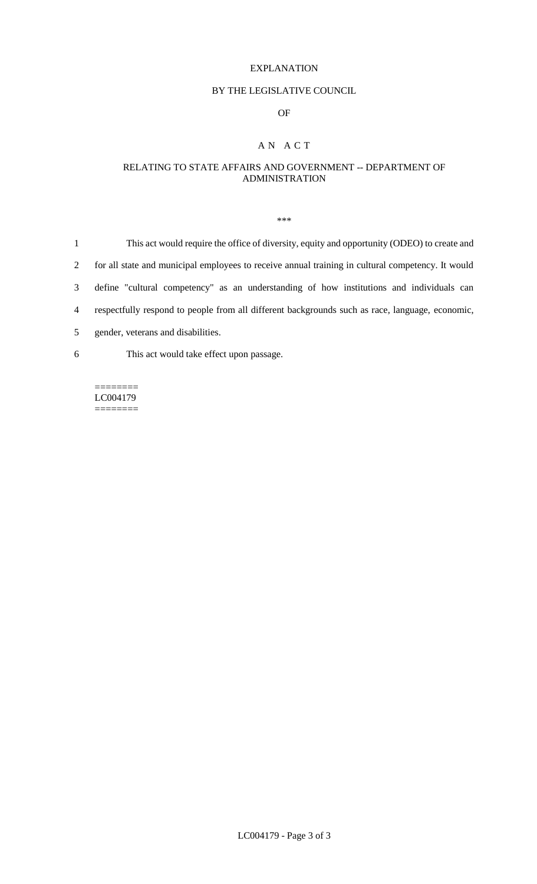EXPLANATION

BY THE LEGISLATIVE COUNCIL

OF

A N   A C T

RELATING TO STATE AFFAIRS AND GOVERNMENT -- DEPARTMENT OF ADMINISTRATION

\*\*\*

1 This act would require the office of diversity, equity and opportunity (ODEO) to create and
2 for all state and municipal employees to receive annual training in cultural competency. It would
3 define "cultural competency" as an understanding of how institutions and individuals can
4 respectfully respond to people from all different backgrounds such as race, language, economic,
5 gender, veterans and disabilities.
6 This act would take effect upon passage.

========
LC004179
========